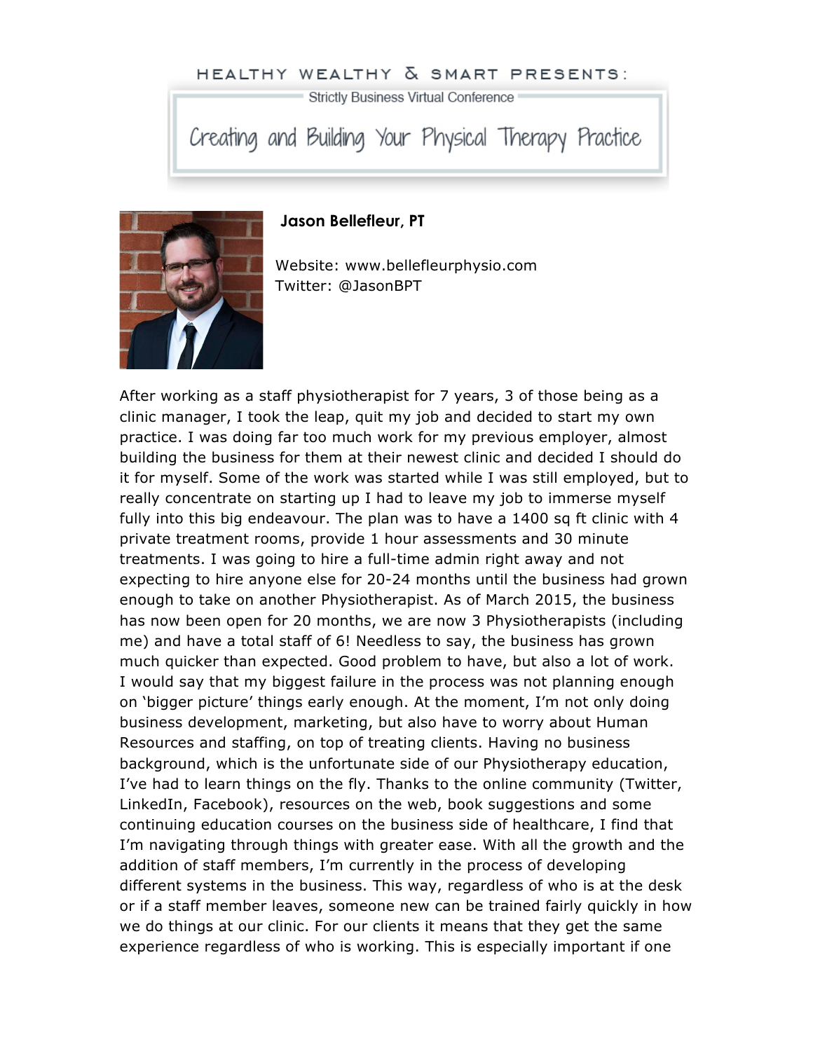HEALTHY WEALTHY & SMART PRESENTS:

Strictly Business Virtual Conference

# Creating and Building Your Physical Therapy Practice

**Jason Bellefleur, PT**

Website: www.bellefleurphysio.com
Twitter: @JasonBPT

After working as a staff physiotherapist for 7 years, 3 of those being as a clinic manager, I took the leap, quit my job and decided to start my own practice. I was doing far too much work for my previous employer, almost building the business for them at their newest clinic and decided I should do it for myself. Some of the work was started while I was still employed, but to really concentrate on starting up I had to leave my job to immerse myself fully into this big endeavour. The plan was to have a 1400 sq ft clinic with 4 private treatment rooms, provide 1 hour assessments and 30 minute treatments. I was going to hire a full-time admin right away and not expecting to hire anyone else for 20-24 months until the business had grown enough to take on another Physiotherapist. As of March 2015, the business has now been open for 20 months, we are now 3 Physiotherapists (including me) and have a total staff of 6! Needless to say, the business has grown much quicker than expected. Good problem to have, but also a lot of work. I would say that my biggest failure in the process was not planning enough on 'bigger picture' things early enough. At the moment, I'm not only doing business development, marketing, but also have to worry about Human Resources and staffing, on top of treating clients. Having no business background, which is the unfortunate side of our Physiotherapy education, I've had to learn things on the fly. Thanks to the online community (Twitter, LinkedIn, Facebook), resources on the web, book suggestions and some continuing education courses on the business side of healthcare, I find that I'm navigating through things with greater ease. With all the growth and the addition of staff members, I'm currently in the process of developing different systems in the business. This way, regardless of who is at the desk or if a staff member leaves, someone new can be trained fairly quickly in how we do things at our clinic. For our clients it means that they get the same experience regardless of who is working. This is especially important if one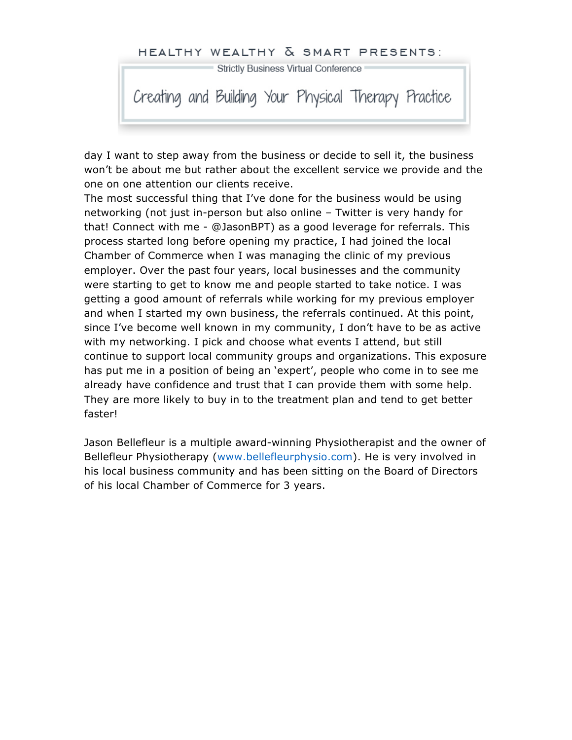day I want to step away from the business or decide to sell it, the business won't be about me but rather about the excellent service we provide and the one on one attention our clients receive.

The most successful thing that I've done for the business would be using networking (not just in-person but also online – Twitter is very handy for that! Connect with me - @JasonBPT) as a good leverage for referrals. This process started long before opening my practice, I had joined the local Chamber of Commerce when I was managing the clinic of my previous employer. Over the past four years, local businesses and the community were starting to get to know me and people started to take notice. I was getting a good amount of referrals while working for my previous employer and when I started my own business, the referrals continued. At this point, since I've become well known in my community, I don't have to be as active with my networking. I pick and choose what events I attend, but still continue to support local community groups and organizations. This exposure has put me in a position of being an 'expert', people who come in to see me already have confidence and trust that I can provide them with some help. They are more likely to buy in to the treatment plan and tend to get better faster!

Jason Bellefleur is a multiple award-winning Physiotherapist and the owner of Bellefleur Physiotherapy ([www.bellefleurphysio.com](www.bellefleurphysio.com)). He is very involved in his local business community and has been sitting on the Board of Directors of his local Chamber of Commerce for 3 years.